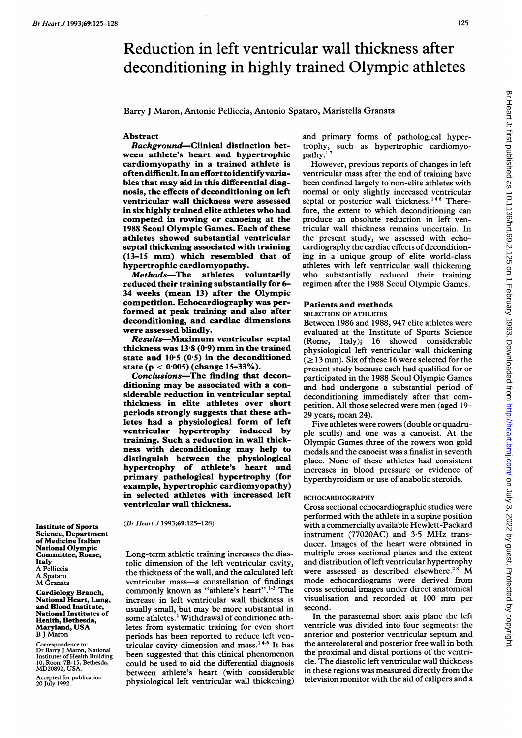# Reduction in left ventricular wall thickness after deconditioning in highly trained Olympic athletes

Barry J Maron, Antonio Pelliccia, Antonio Spataro, Maristella Granata

## Abstract

**Background—Clinical distinction between athlete's heart and hypertrophic cardiomyopathy in a trained athlete is often difficult. In an effort to identify variables that may aid in this differential diagnosis, the effects of deconditioning on left ventricular wall thickness were assessed in six highly trained elite athletes who had competed in rowing or canoeing at the 1988 Seoul Olympic Games. Each of these athletes showed substantial ventricular septal thickening associated with training (13–15 mm) which resembled that of hypertrophic cardiomyopathy.**

**Methods—The athletes voluntarily reduced their training substantially for 6–34 weeks (mean 13) after the Olympic competition. Echocardiography was performed at peak training and also after deconditioning, and cardiac dimensions were assessed blindly.**

**Results—Maximum ventricular septal thickness was 13·8 (0·9) mm in the trained state and 10·5 (0·5) in the deconditioned state ($p < 0·005$) (change 15–33%).**

**Conclusions—The finding that deconditioning may be associated with a considerable reduction in ventricular septal thickness in elite athletes over short periods strongly suggests that these athletes had a physiological form of left ventricular hypertrophy induced by training. Such a reduction in wall thickness with deconditioning may help to distinguish between the physiological hypertrophy of athlete's heart and primary pathological hypertrophy (for example, hypertrophic cardiomyopathy) in selected athletes with increased left ventricular wall thickness.**

(*Br Heart J* 1993;69:125–128)

**Institute of Sports Science, Department of Medicine Italian National Olympic Committee, Rome, Italy**
A Pelliccia
A Spataro
M Granata

**Cardiology Branch, National Heart, Lung, and Blood Institute, National Institutes of Health, Bethesda, Maryland, USA**
B J Maron

Correspondence to: Dr Barry J Maron, National Institutes of Health Building 10, Room 7B-15, Bethesda, MD20892, USA.

Accepted for publication 20 July 1992.

Long-term athletic training increases the diastolic dimension of the left ventricular cavity, the thickness of the wall, and the calculated left ventricular mass—a constellation of findings commonly known as "athlete's heart".[1-3] The increase in left ventricular wall thickness is usually small, but may be more substantial in some athletes.[2] Withdrawal of conditioned athletes from systematic training for even short periods has been reported to reduce left ventricular cavity dimension and mass.[1 4-6] It has been suggested that this clinical phenomenon could be used to aid the differential diagnosis between athlete's heart (with considerable physiological left ventricular wall thickening) and primary forms of pathological hypertrophy, such as hypertrophic cardiomyopathy.[1 7]

However, previous reports of changes in left ventricular mass after the end of training have been confined largely to non-elite athletes with normal or only slightly increased ventricular septal or posterior wall thickness.[1 4 6] Therefore, the extent to which deconditioning can produce an absolute reduction in left ventricular wall thickness remains uncertain. In the present study, we assessed with echocardiography the cardiac effects of deconditioning in a unique group of elite world-class athletes with left ventricular wall thickening who substantially reduced their training regimen after the 1988 Seoul Olympic Games.

## Patients and methods

### SELECTION OF ATHLETES

Between 1986 and 1988, 947 elite athletes were evaluated at the Institute of Sports Science (Rome, Italy); 16 showed considerable physiological left ventricular wall thickening (≥13 mm). Six of these 16 were selected for the present study because each had qualified for or participated in the 1988 Seoul Olympic Games and had undergone a substantial period of deconditioning immediately after that competition. All those selected were men (aged 19–29 years, mean 24).

Five athletes were rowers (double or quadruple sculls) and one was a canoeist. At the Olympic Games three of the rowers won gold medals and the canoeist was a finalist in seventh place. None of these athletes had consistent increases in blood pressure or evidence of hyperthyroidism or use of anabolic steroids.

### ECHOCARDIOGRAPHY

Cross sectional echocardiographic studies were performed with the athlete in a supine position with a commercially available Hewlett-Packard instrument (77020AC) and 3·5 MHz transducer. Images of the heart were obtained in multiple cross sectional planes and the extent and distribution of left ventricular hypertrophy were assessed as described elsewhere.[2 8] M mode echocardiograms were derived from cross sectional images under direct anatomical visualisation and recorded at 100 mm per second.

In the parasternal short axis plane the left ventricle was divided into four segments: the anterior and posterior ventricular septum and the anterolateral and posterior free wall in both the proximal and distal portions of the ventricle. The diastolic left ventricular wall thickness in these regions was measured directly from the television monitor with the aid of calipers and a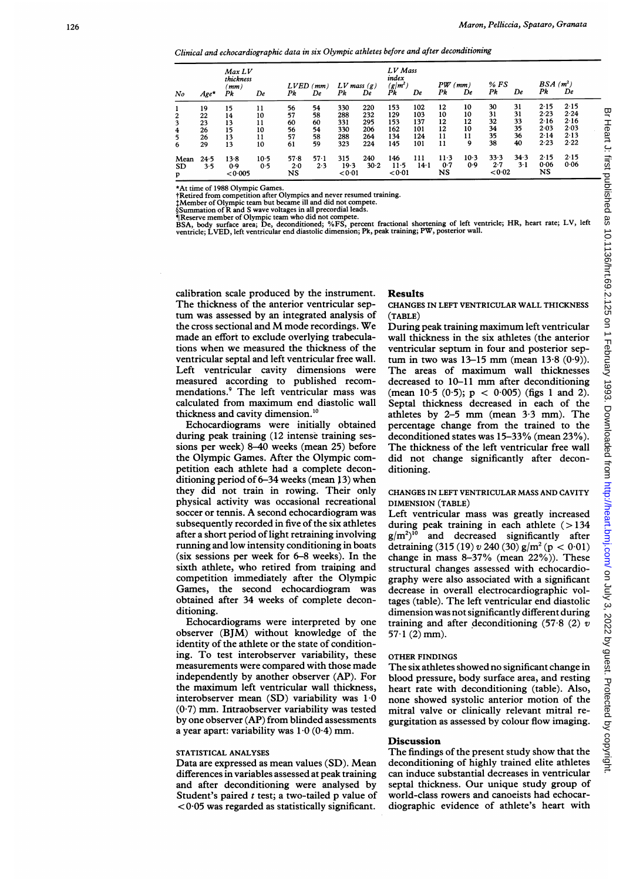*Clinical and echocardiographic data in six Olympic athletes before and after deconditioning*

| No | Age* | Max LV thickness (mm) Pk | De | LVED (mm) Pk | De | LV mass (g) Pk | De | LV Mass index (g/m²) Pk | De | PW (mm) Pk | De | % FS Pk | De | BSA (m²) Pk | De |
|---|---|---|---|---|---|---|---|---|---|---|---|---|---|---|---|
| 1 | 19 | 15 | 11 | 56 | 54 | 330 | 220 | 153 | 102 | 12 | 10 | 30 | 31 | 2·15 | 2·15 |
| 2 | 22 | 14 | 10 | 57 | 58 | 288 | 232 | 129 | 103 | 10 | 10 | 31 | 31 | 2·23 | 2·24 |
| 3 | 23 | 13 | 11 | 60 | 60 | 331 | 295 | 153 | 137 | 12 | 12 | 32 | 33 | 2·16 | 2·16 |
| 4 | 26 | 15 | 10 | 56 | 54 | 330 | 206 | 162 | 101 | 12 | 10 | 34 | 35 | 2·03 | 2·03 |
| 5 | 26 | 13 | 11 | 57 | 58 | 288 | 264 | 134 | 124 | 11 | 11 | 35 | 36 | 2·14 | 2·13 |
| 6 | 29 | 13 | 10 | 61 | 59 | 323 | 224 | 145 | 101 | 11 | 9 | 38 | 40 | 2·23 | 2·22 |
| Mean | 24·5 | 13·8 | 10·5 | 57·8 | 57·1 | 315 | 240 | 146 | 111 | 11·3 | 10·3 | 33·3 | 34·3 | 2·15 | 2·15 |
| SD | 3·5 | 0·9 | 0·5 | 2·0 | 2·3 | 19·3 | 30·2 | 11·5 | 14·1 | 0·7 | 0·9 | 2·7 | 3·1 | 0·06 | 0·06 |
| p | | <0·005 | | NS | | <0·01 | | <0·01 | | NS | | <0·02 | | NS | |

*At time of 1988 Olympic Games.
†Retired from competition after Olympics and never resumed training.
‡Member of Olympic team but became ill and did not compete.
§Summation of R and S wave voltages in all precordial leads.
¶Reserve member of Olympic team who did not compete.
BSA, body surface area; De, deconditioned; %FS, percent fractional shortening of left ventricle; HR, heart rate; LV, left ventricle; LVED, left ventricular end diastolic dimension; Pk, peak training; PW, posterior wall.

calibration scale produced by the instrument. The thickness of the anterior ventricular septum was assessed by an integrated analysis of the cross sectional and M mode recordings. We made an effort to exclude overlying trabeculations when we measured the thickness of the ventricular septal and left ventricular free wall. Left ventricular cavity dimensions were measured according to published recommendations.[9] The left ventricular mass was calculated from maximum end diastolic wall thickness and cavity dimension.[10]

Echocardiograms were initially obtained during peak training (12 intense training sessions per week) 8–40 weeks (mean 25) before the Olympic Games. After the Olympic competition each athlete had a complete deconditioning period of 6–34 weeks (mean 13) when they did not train in rowing. Their only physical activity was occasional recreational soccer or tennis. A second echocardiogram was subsequently recorded in five of the six athletes after a short period of light retraining involving running and low intensity conditioning in boats (six sessions per week for 6–8 weeks). In the sixth athlete, who retired from training and competition immediately after the Olympic Games, the second echocardiogram was obtained after 34 weeks of complete deconditioning.

Echocardiograms were interpreted by one observer (BJM) without knowledge of the identity of the athlete or the state of conditioning. To test interobserver variability, these measurements were compared with those made independently by another observer (AP). For the maximum left ventricular wall thickness, interobserver mean (SD) variability was 1·0 (0·7) mm. Intraobserver variability was tested by one observer (AP) from blinded assessments a year apart: variability was 1·0 (0·4) mm.

### STATISTICAL ANALYSES

Data are expressed as mean values (SD). Mean differences in variables assessed at peak training and after deconditioning were analysed by Student's paired $t$ test; a two-tailed p value of $<0·05$ was regarded as statistically significant.

## Results

### CHANGES IN LEFT VENTRICULAR WALL THICKNESS (TABLE)

During peak training maximum left ventricular wall thickness in the six athletes (the anterior ventricular septum in four and posterior septum in two was 13–15 mm (mean 13·8 (0·9)). The areas of maximum wall thicknesses decreased to 10–11 mm after deconditioning (mean 10·5 (0·5); $p < 0·005$) (figs 1 and 2). Septal thickness decreased in each of the athletes by 2–5 mm (mean 3·3 mm). The percentage change from the trained to the deconditioned states was 15–33% (mean 23%). The thickness of the left ventricular free wall did not change significantly after deconditioning.

### CHANGES IN LEFT VENTRICULAR MASS AND CAVITY DIMENSION (TABLE)

Left ventricular mass was greatly increased during peak training in each athlete (>134 g/m²)[10] and decreased significantly after detraining (315 (19) $v$ 240 (30) g/m² ($p < 0·01$) change in mass 8–37% (mean 22%)). These structural changes assessed with echocardiography were also associated with a significant decrease in overall electrocardiographic voltages (table). The left ventricular end diastolic dimension was not significantly different during training and after deconditioning (57·8 (2) $v$ 57·1 (2) mm).

### OTHER FINDINGS

The six athletes showed no significant change in blood pressure, body surface area, and resting heart rate with deconditioning (table). Also, none showed systolic anterior motion of the mitral valve or clinically relevant mitral regurgitation as assessed by colour flow imaging.

## Discussion

The findings of the present study show that the deconditioning of highly trained elite athletes can induce substantial decreases in ventricular septal thickness. Our unique study group of world-class rowers and canoeists had echocardiographic evidence of athlete's heart with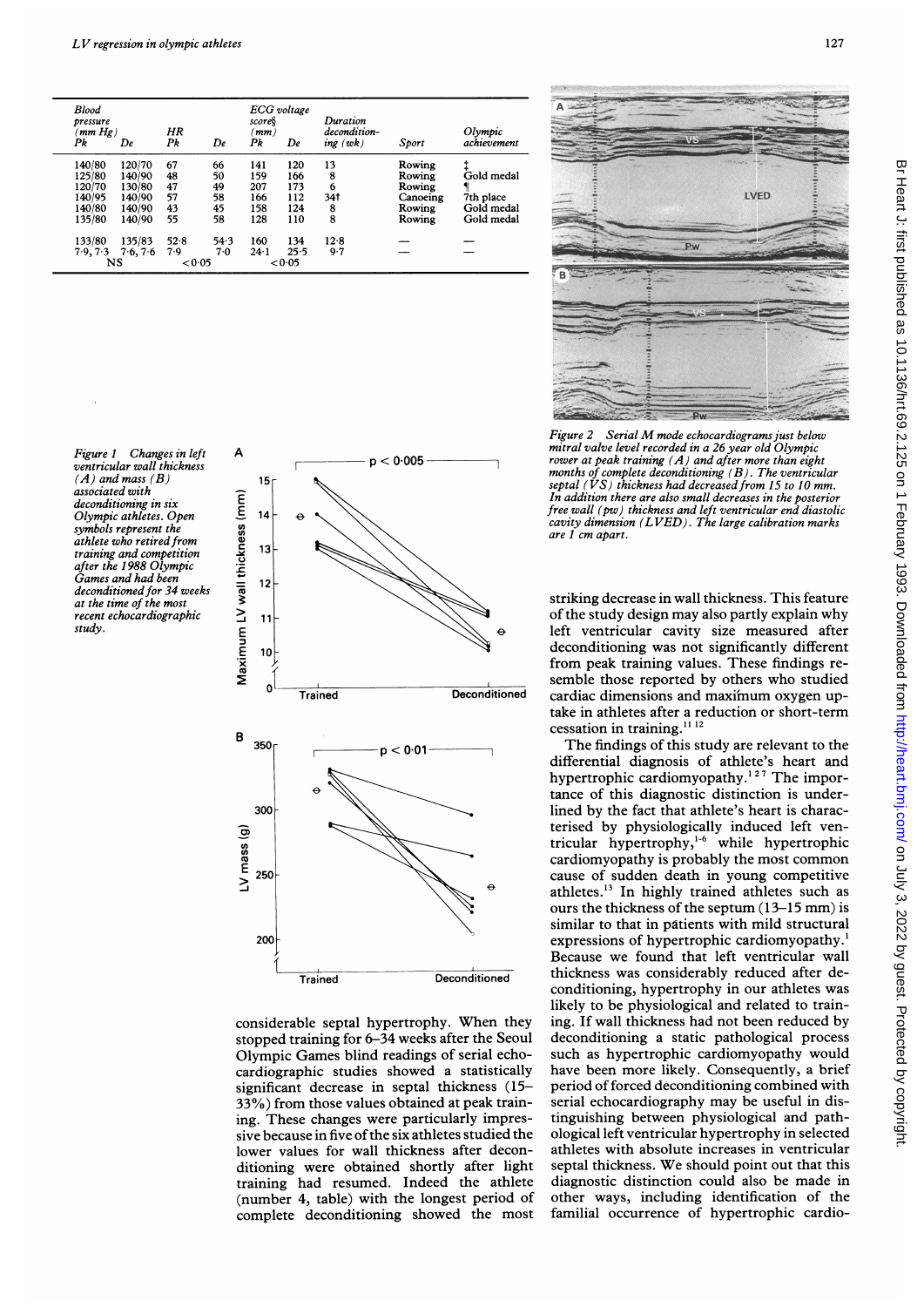| Blood pressure (mm Hg) | | HR | | ECG voltage score§ (mm) | | Duration deconditioning (wk) | Sport | Olympic achievement |
|---|---|---|---|---|---|---|---|---|
| Pk | De | Pk | De | Pk | De | | | |
| 140/80 | 120/70 | 67 | 66 | 141 | 120 | 13 | Rowing | ‡ |
| 125/80 | 140/90 | 48 | 50 | 159 | 166 | 8 | Rowing | Gold medal |
| 120/70 | 130/80 | 47 | 49 | 207 | 173 | 6 | Rowing | ¶ |
| 140/95 | 140/90 | 57 | 58 | 166 | 112 | 34† | Canoeing | 7th place |
| 140/80 | 140/90 | 43 | 45 | 158 | 124 | 8 | Rowing | Gold medal |
| 135/80 | 140/90 | 55 | 58 | 128 | 110 | 8 | Rowing | Gold medal |
| 133/80 | 135/83 | 52·8 | 54·3 | 160 | 134 | 12·8 | — | — |
| 7·9, 7·3 | 7·6, 7·6 | 7·9 | 7·0 | 24·1 | 25·5 | 9·7 | — | — |
| NS | | <0·05 | | <0·05 | | | | |

Figure 1 Changes in left ventricular wall thickness (A) and mass (B) associated with deconditioning in six Olympic athletes. Open symbols represent the athlete who retired from training and competition after the 1988 Olympic Games and had been deconditioned for 34 weeks at the time of the most recent echocardiographic study.

Figure 2 Serial M mode echocardiograms just below mitral valve level recorded in a 26 year old Olympic rower at peak training (A) and after more than eight months of complete deconditioning (B). The ventricular septal (VS) thickness had decreased from 15 to 10 mm. In addition there are also small decreases in the posterior free wall (pw) thickness and left ventricular end diastolic cavity dimension (LVED). The large calibration marks are 1 cm apart.

considerable septal hypertrophy. When they stopped training for 6–34 weeks after the Seoul Olympic Games blind readings of serial echocardiographic studies showed a statistically significant decrease in septal thickness (15–33%) from those values obtained at peak training. These changes were particularly impressive because in five of the six athletes studied the lower values for wall thickness after deconditioning were obtained shortly after light training had resumed. Indeed the athlete (number 4, table) with the longest period of complete deconditioning showed the most striking decrease in wall thickness. This feature of the study design may also partly explain why left ventricular cavity size measured after deconditioning was not significantly different from peak training values. These findings resemble those reported by others who studied cardiac dimensions and maximum oxygen uptake in athletes after a reduction or short-term cessation in training.[11,12]

The findings of this study are relevant to the differential diagnosis of athlete's heart and hypertrophic cardiomyopathy.[1,2,7] The importance of this diagnostic distinction is underlined by the fact that athlete's heart is characterised by physiologically induced left ventricular hypertrophy,[1-6] while hypertrophic cardiomyopathy is probably the most common cause of sudden death in young competitive athletes.[13] In highly trained athletes such as ours the thickness of the septum (13–15 mm) is similar to that in patients with mild structural expressions of hypertrophic cardiomyopathy.[1] Because we found that left ventricular wall thickness was considerably reduced after deconditioning, hypertrophy in our athletes was likely to be physiological and related to training. If wall thickness had not been reduced by deconditioning a static pathological process such as hypertrophic cardiomyopathy would have been more likely. Consequently, a brief period of forced deconditioning combined with serial echocardiography may be useful in distinguishing between physiological and pathological left ventricular hypertrophy in selected athletes with absolute increases in ventricular septal thickness. We should point out that this diagnostic distinction could also be made in other ways, including identification of the familial occurrence of hypertrophic cardio-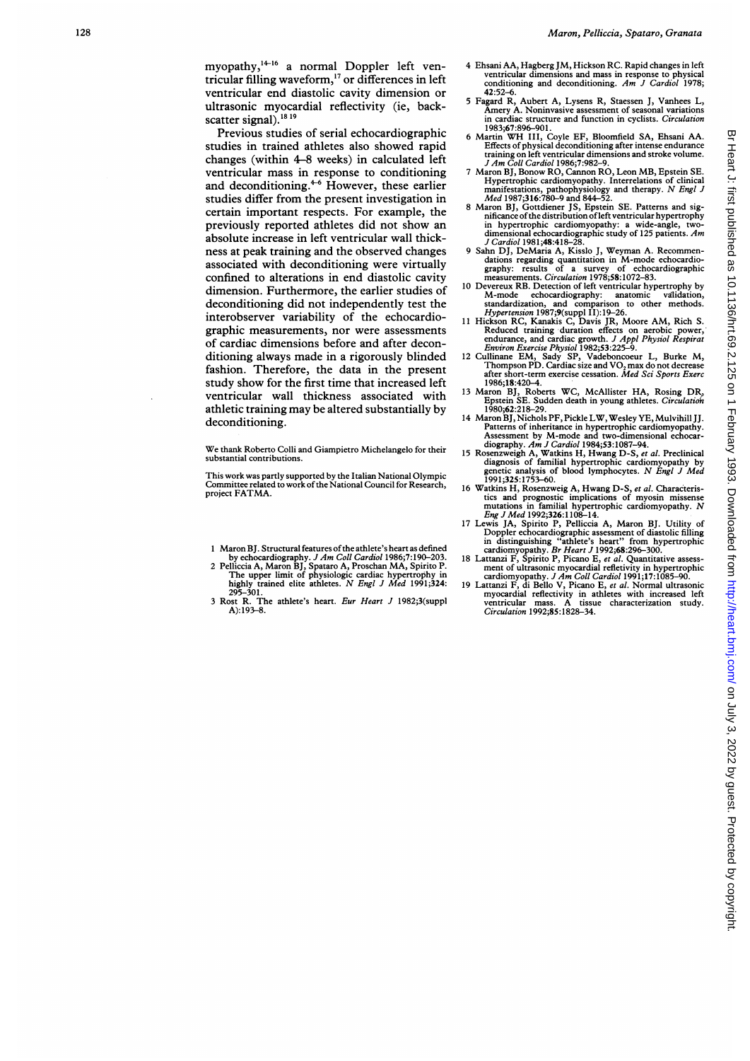myopathy,[14–16] a normal Doppler left ventricular filling waveform,[17] or differences in left ventricular end diastolic cavity dimension or ultrasonic myocardial reflectivity (ie, backscatter signal).[18 19]

Previous studies of serial echocardiographic studies in trained athletes also showed rapid changes (within 4–8 weeks) in calculated left ventricular mass in response to conditioning and deconditioning.[4–6] However, these earlier studies differ from the present investigation in certain important respects. For example, the previously reported athletes did not show an absolute increase in left ventricular wall thickness at peak training and the observed changes associated with deconditioning were virtually confined to alterations in end diastolic cavity dimension. Furthermore, the earlier studies of deconditioning did not independently test the interobserver variability of the echocardiographic measurements, nor were assessments of cardiac dimensions before and after deconditioning always made in a rigorously blinded fashion. Therefore, the data in the present study show for the first time that increased left ventricular wall thickness associated with athletic training may be altered substantially by deconditioning.

We thank Roberto Colli and Giampietro Michelangelo for their substantial contributions.

This work was partly supported by the Italian National Olympic Committee related to work of the National Council for Research, project FATMA.

1 Maron BJ. Structural features of the athlete's heart as defined by echocardiography. *J Am Coll Cardiol* 1986;7:190–203.
2 Pelliccia A, Maron BJ, Spataro A, Proschan MA, Spirito P. The upper limit of physiologic cardiac hypertrophy in highly trained elite athletes. *N Engl J Med* 1991;**324**:295–301.
3 Rost R. The athlete's heart. *Eur Heart J* 1982;3(suppl A):193–8.
4 Ehsani AA, Hagberg JM, Hickson RC. Rapid changes in left ventricular dimensions and mass in response to physical conditioning and deconditioning. *Am J Cardiol* 1978;**42**:52–6.
5 Fagard R, Aubert A, Lysens R, Staessen J, Vanhees L, Amery A. Noninvasive assessment of seasonal variations in cardiac structure and function in cyclists. *Circulation* 1983;**67**:896–901.
6 Martin WH III, Coyle EF, Bloomfield SA, Ehsani AA. Effects of physical deconditioning after intense endurance training on left ventricular dimensions and stroke volume. *J Am Coll Cardiol* 1986;7:982–9.
7 Maron BJ, Bonow RO, Cannon RO, Leon MB, Epstein SE. Hypertrophic cardiomyopathy. Interrelations of clinical manifestations, pathophysiology and therapy. *N Engl J Med* 1987;**316**:780–9 and 844–52.
8 Maron BJ, Gottdiener JS, Epstein SE. Patterns and significance of the distribution of left ventricular hypertrophy in hypertrophic cardiomyopathy: a wide-angle, two-dimensional echocardiographic study of 125 patients. *Am J Cardiol* 1981;**48**:418–28.
9 Sahn DJ, DeMaria A, Kisslo J, Weyman A. Recommendations regarding quantitation in M-mode echocardiography: results of a survey of echocardiographic measurements. *Circulation* 1978;**58**:1072–83.
10 Devereux RB. Detection of left ventricular hypertrophy by M-mode echocardiography: anatomic validation, standardization, and comparison to other methods. *Hypertension* 1987;**9**(suppl II):19–26.
11 Hickson RC, Kanakis C, Davis JR, Moore AM, Rich S. Reduced training duration effects on aerobic power, endurance, and cardiac growth. *J Appl Physiol Respirat Environ Exercise Physiol* 1982;**53**:225–9.
12 Cullinane EM, Sady SP, Vadeboncoeur L, Burke M, Thompson PD. Cardiac size and $VO_2$ max do not decrease after short-term exercise cessation. *Med Sci Sports Exerc* 1986;**18**:420–4.
13 Maron BJ, Roberts WC, McAllister HA, Rosing DR, Epstein SE. Sudden death in young athletes. *Circulation* 1980;**62**:218–29.
14 Maron BJ, Nichols PF, Pickle LW, Wesley YE, Mulvihill JJ. Patterns of inheritance in hypertrophic cardiomyopathy. Assessment by M-mode and two-dimensional echocardiography. *Am J Cardiol* 1984;**53**:1087–94.
15 Rosenzweigh A, Watkins H, Hwang D-S, *et al*. Preclinical diagnosis of familial hypertrophic cardiomyopathy by genetic analysis of blood lymphocytes. *N Engl J Med* 1991;**325**:1753–60.
16 Watkins H, Rosenzweig A, Hwang D-S, *et al*. Characteristics and prognostic implications of myosin missense mutations in familial hypertrophic cardiomyopathy. *N Eng J Med* 1992;**326**:1108–14.
17 Lewis JA, Spirito P, Pelliccia A, Maron BJ. Utility of Doppler echocardiographic assessment of diastolic filling in distinguishing "athlete's heart" from hypertrophic cardiomyopathy. *Br Heart J* 1992;**68**:296–300.
18 Lattanzi F, Spirito P, Picano E, *et al*. Quantitative assessment of ultrasonic myocardial refletivity in hypertrophic cardiomyopathy. *J Am Coll Cardiol* 1991;**17**:1085–90.
19 Lattanzi F, di Bello V, Picano E, *et al*. Normal ultrasonic myocardial reflectivity in athletes with increased left ventricular mass. A tissue characterization study. *Circulation* 1992;**85**:1828–34.